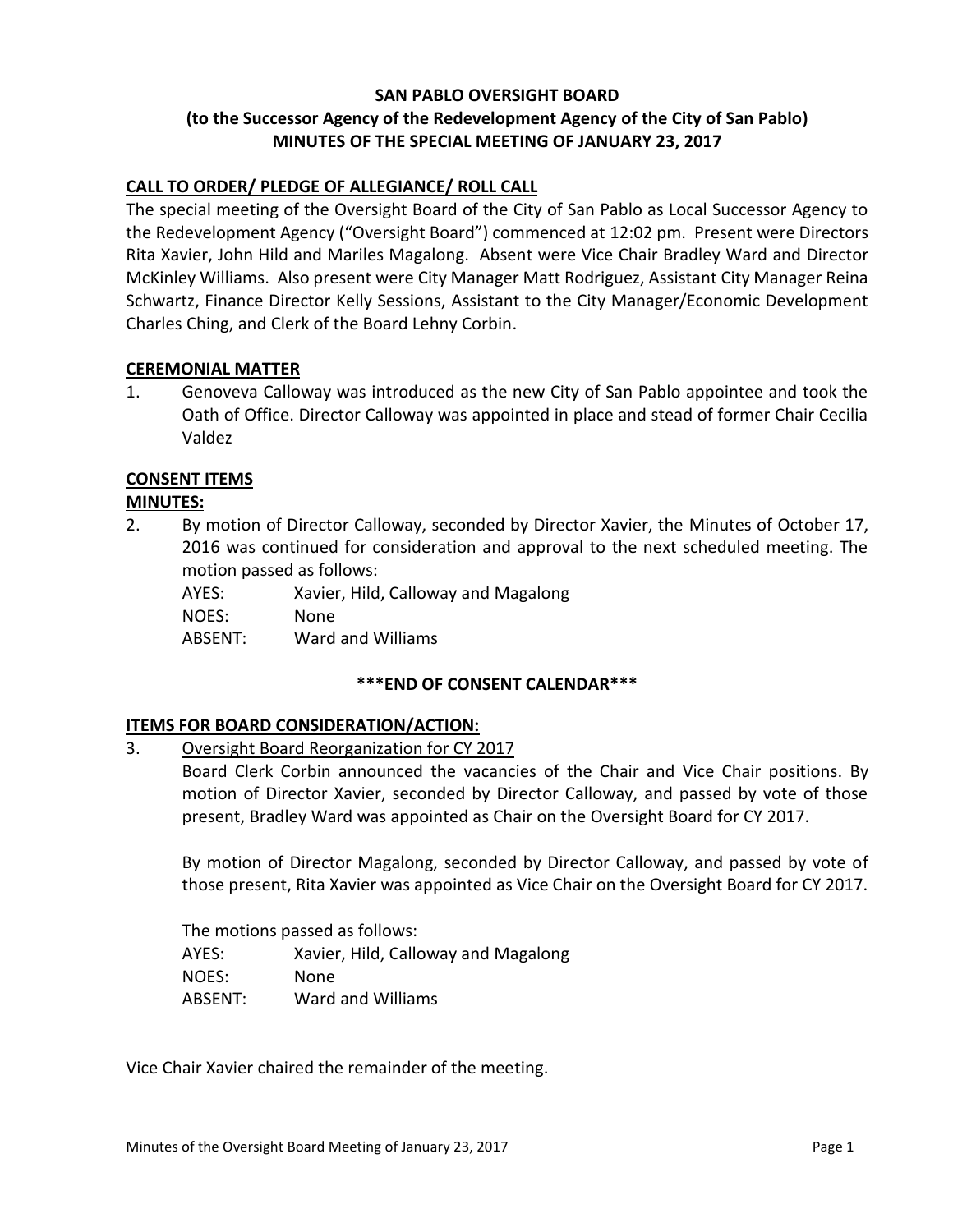**SAN PABLO OVERSIGHT BOARD**
**(to the Successor Agency of the Redevelopment Agency of the City of San Pablo)**
**MINUTES OF THE SPECIAL MEETING OF JANUARY 23, 2017**

**CALL TO ORDER/ PLEDGE OF ALLEGIANCE/ ROLL CALL**

The special meeting of the Oversight Board of the City of San Pablo as Local Successor Agency to the Redevelopment Agency ("Oversight Board") commenced at 12:02 pm. Present were Directors Rita Xavier, John Hild and Mariles Magalong. Absent were Vice Chair Bradley Ward and Director McKinley Williams. Also present were City Manager Matt Rodriguez, Assistant City Manager Reina Schwartz, Finance Director Kelly Sessions, Assistant to the City Manager/Economic Development Charles Ching, and Clerk of the Board Lehny Corbin.

**CEREMONIAL MATTER**

1. Genoveva Calloway was introduced as the new City of San Pablo appointee and took the Oath of Office. Director Calloway was appointed in place and stead of former Chair Cecilia Valdez

**CONSENT ITEMS**

**MINUTES:**

2. By motion of Director Calloway, seconded by Director Xavier, the Minutes of October 17, 2016 was continued for consideration and approval to the next scheduled meeting. The motion passed as follows:

   AYES: Xavier, Hild, Calloway and Magalong
   NOES: None
   ABSENT: Ward and Williams

**\*\*\*END OF CONSENT CALENDAR\*\*\***

**ITEMS FOR BOARD CONSIDERATION/ACTION:**

3. Oversight Board Reorganization for CY 2017

   Board Clerk Corbin announced the vacancies of the Chair and Vice Chair positions. By motion of Director Xavier, seconded by Director Calloway, and passed by vote of those present, Bradley Ward was appointed as Chair on the Oversight Board for CY 2017.

   By motion of Director Magalong, seconded by Director Calloway, and passed by vote of those present, Rita Xavier was appointed as Vice Chair on the Oversight Board for CY 2017.

   The motions passed as follows:
   AYES: Xavier, Hild, Calloway and Magalong
   NOES: None
   ABSENT: Ward and Williams

Vice Chair Xavier chaired the remainder of the meeting.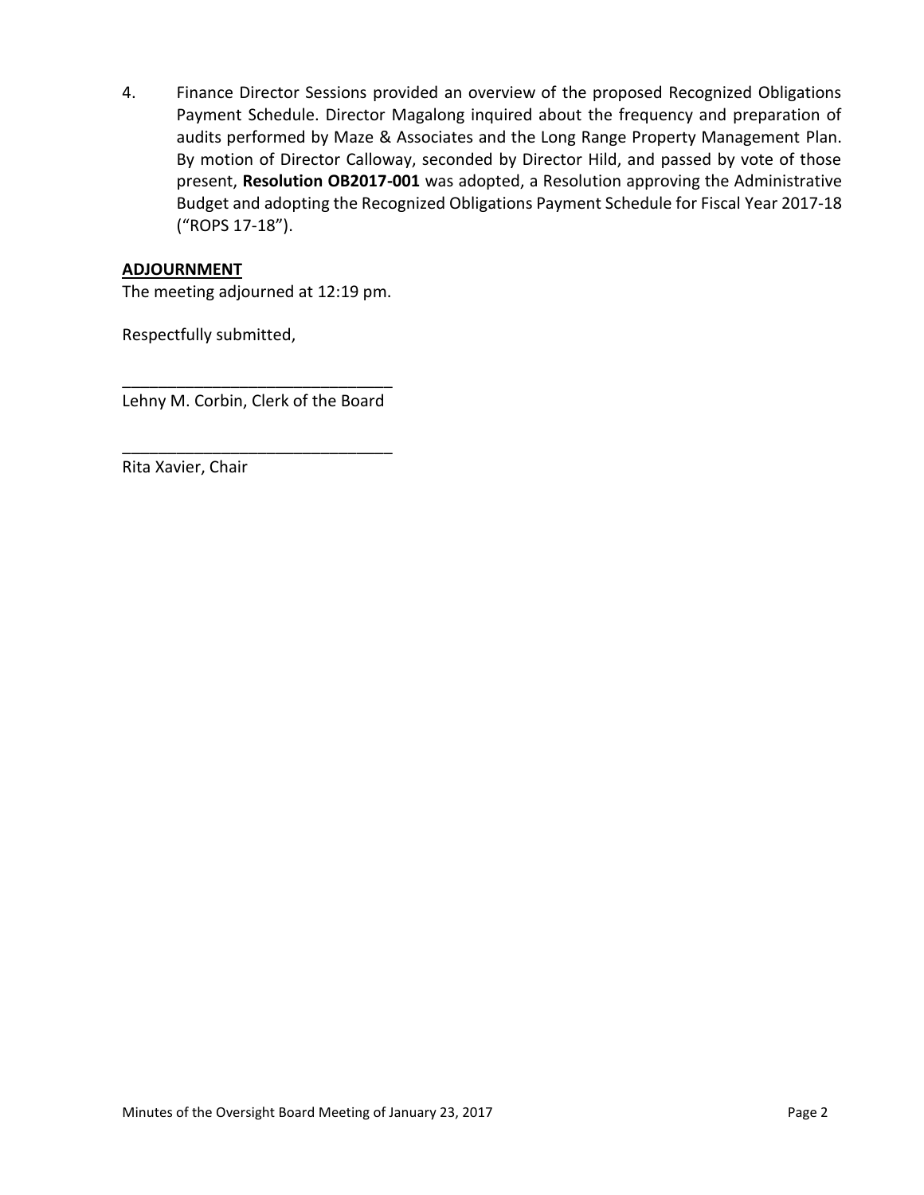4. Finance Director Sessions provided an overview of the proposed Recognized Obligations Payment Schedule. Director Magalong inquired about the frequency and preparation of audits performed by Maze & Associates and the Long Range Property Management Plan. By motion of Director Calloway, seconded by Director Hild, and passed by vote of those present, **Resolution OB2017-001** was adopted, a Resolution approving the Administrative Budget and adopting the Recognized Obligations Payment Schedule for Fiscal Year 2017-18 ("ROPS 17-18").

**ADJOURNMENT**

The meeting adjourned at 12:19 pm.

Respectfully submitted,

______________________________
Lehny M. Corbin, Clerk of the Board

______________________________
Rita Xavier, Chair